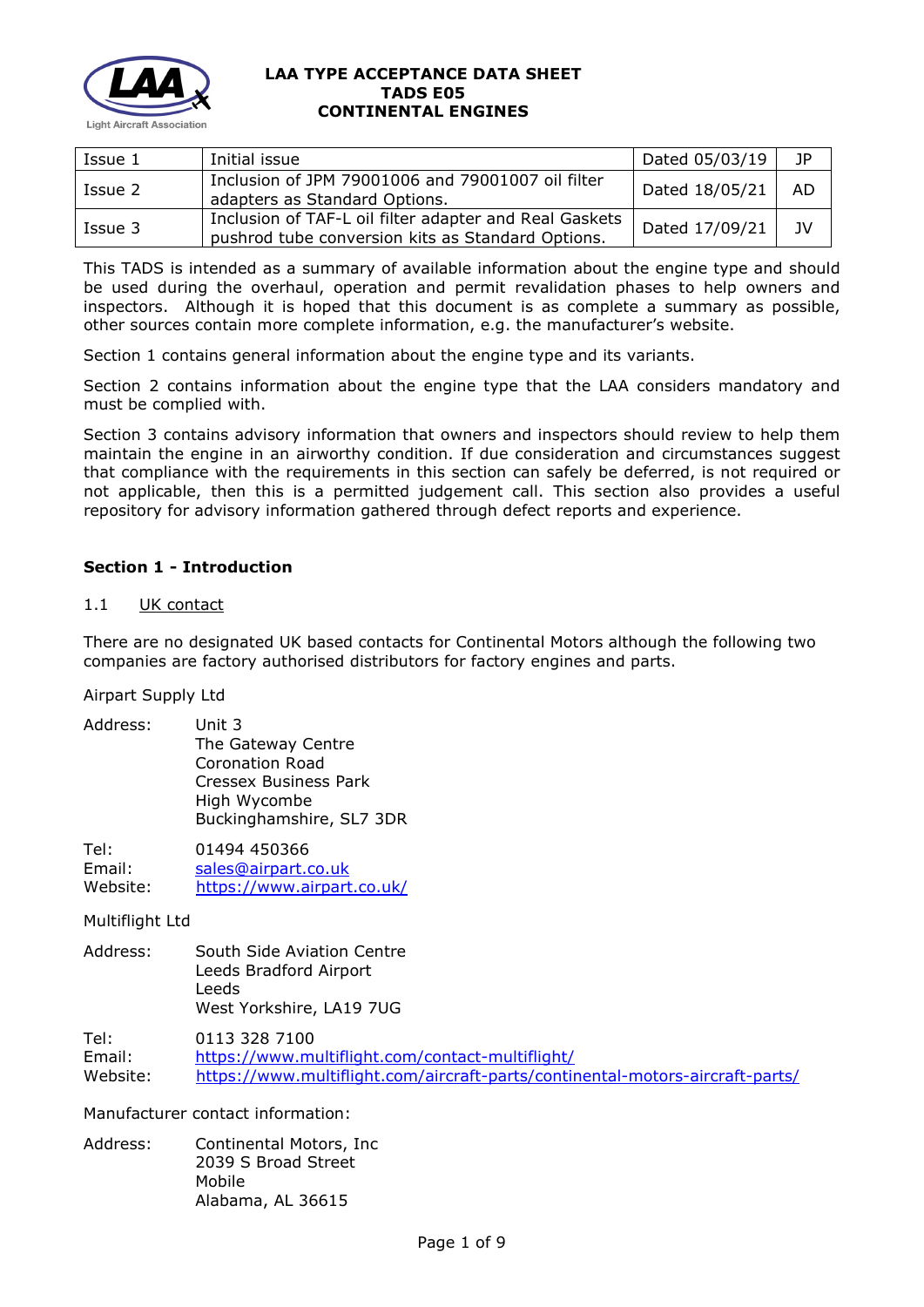# LAA TYPE ACCEPTANCE DATA SHEET
# TADS E05
# CONTINENTAL ENGINES

| Issue 1 | Initial issue | Dated 05/03/19 | JP |
|---|---|---|---|
| Issue 2 | Inclusion of JPM 79001006 and 79001007 oil filter adapters as Standard Options. | Dated 18/05/21 | AD |
| Issue 3 | Inclusion of TAF-L oil filter adapter and Real Gaskets pushrod tube conversion kits as Standard Options. | Dated 17/09/21 | JV |

This TADS is intended as a summary of available information about the engine type and should be used during the overhaul, operation and permit revalidation phases to help owners and inspectors. Although it is hoped that this document is as complete a summary as possible, other sources contain more complete information, e.g. the manufacturer's website.

Section 1 contains general information about the engine type and its variants.

Section 2 contains information about the engine type that the LAA considers mandatory and must be complied with.

Section 3 contains advisory information that owners and inspectors should review to help them maintain the engine in an airworthy condition. If due consideration and circumstances suggest that compliance with the requirements in this section can safely be deferred, is not required or not applicable, then this is a permitted judgement call. This section also provides a useful repository for advisory information gathered through defect reports and experience.

## Section 1 - Introduction

### 1.1 UK contact

There are no designated UK based contacts for Continental Motors although the following two companies are factory authorised distributors for factory engines and parts.

Airpart Supply Ltd

Address: Unit 3
The Gateway Centre
Coronation Road
Cressex Business Park
High Wycombe
Buckinghamshire, SL7 3DR

Tel: 01494 450366
Email: sales@airpart.co.uk
Website: https://www.airpart.co.uk/

Multiflight Ltd

Address: South Side Aviation Centre
Leeds Bradford Airport
Leeds
West Yorkshire, LA19 7UG

Tel: 0113 328 7100
Email: https://www.multiflight.com/contact-multiflight/
Website: https://www.multiflight.com/aircraft-parts/continental-motors-aircraft-parts/

Manufacturer contact information:

Address: Continental Motors, Inc
2039 S Broad Street
Mobile
Alabama, AL 36615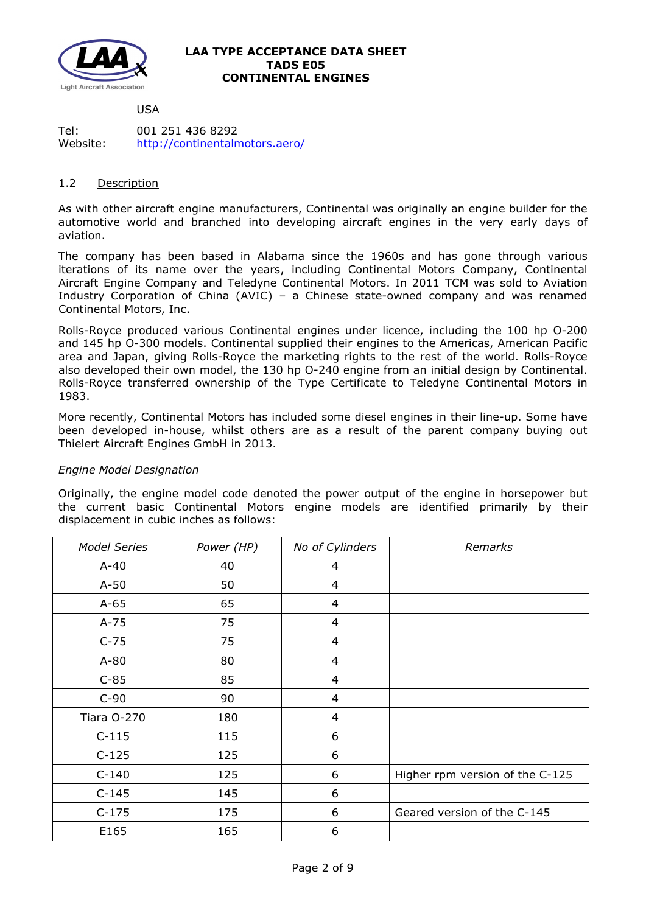USA

Tel: 001 251 436 8292
Website: http://continentalmotors.aero/

### 1.2 Description

As with other aircraft engine manufacturers, Continental was originally an engine builder for the automotive world and branched into developing aircraft engines in the very early days of aviation.

The company has been based in Alabama since the 1960s and has gone through various iterations of its name over the years, including Continental Motors Company, Continental Aircraft Engine Company and Teledyne Continental Motors. In 2011 TCM was sold to Aviation Industry Corporation of China (AVIC) – a Chinese state-owned company and was renamed Continental Motors, Inc.

Rolls-Royce produced various Continental engines under licence, including the 100 hp O-200 and 145 hp O-300 models. Continental supplied their engines to the Americas, American Pacific area and Japan, giving Rolls-Royce the marketing rights to the rest of the world. Rolls-Royce also developed their own model, the 130 hp O-240 engine from an initial design by Continental. Rolls-Royce transferred ownership of the Type Certificate to Teledyne Continental Motors in 1983.

More recently, Continental Motors has included some diesel engines in their line-up. Some have been developed in-house, whilst others are as a result of the parent company buying out Thielert Aircraft Engines GmbH in 2013.

*Engine Model Designation*

Originally, the engine model code denoted the power output of the engine in horsepower but the current basic Continental Motors engine models are identified primarily by their displacement in cubic inches as follows:

| *Model Series* | *Power (HP)* | *No of Cylinders* | *Remarks* |
|---|---|---|---|
| A-40 | 40 | 4 | |
| A-50 | 50 | 4 | |
| A-65 | 65 | 4 | |
| A-75 | 75 | 4 | |
| C-75 | 75 | 4 | |
| A-80 | 80 | 4 | |
| C-85 | 85 | 4 | |
| C-90 | 90 | 4 | |
| Tiara O-270 | 180 | 4 | |
| C-115 | 115 | 6 | |
| C-125 | 125 | 6 | |
| C-140 | 125 | 6 | Higher rpm version of the C-125 |
| C-145 | 145 | 6 | |
| C-175 | 175 | 6 | Geared version of the C-145 |
| E165 | 165 | 6 | |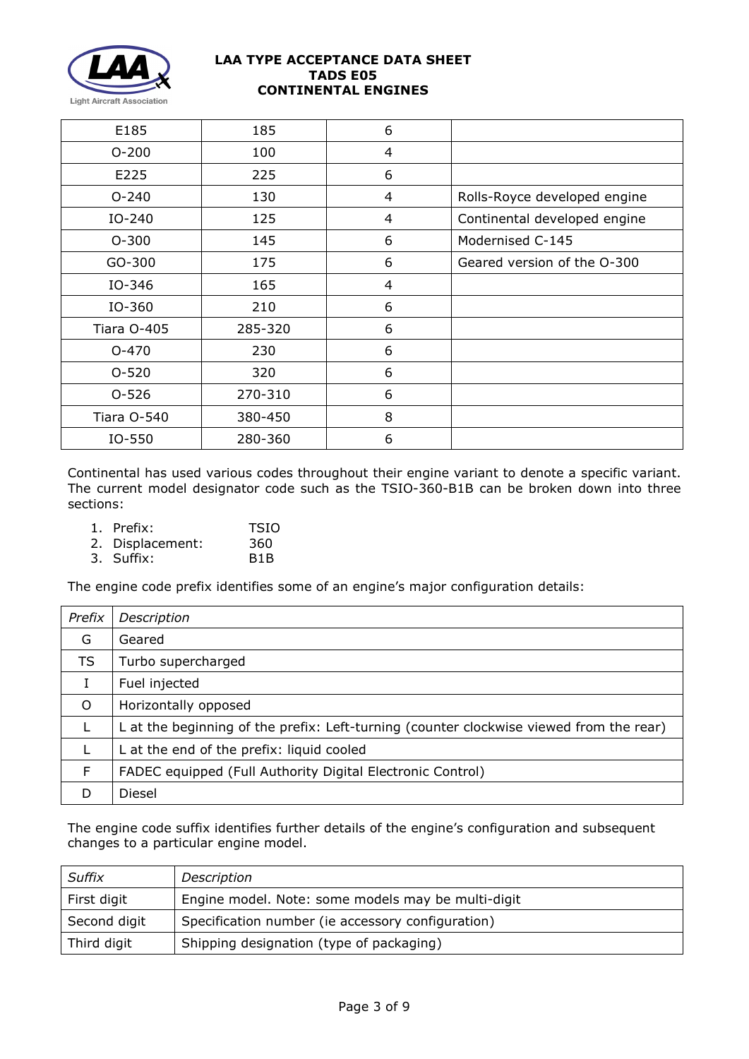| E185 | 185 | 6 | |
|---|---|---|---|
| O-200 | 100 | 4 | |
| E225 | 225 | 6 | |
| O-240 | 130 | 4 | Rolls-Royce developed engine |
| IO-240 | 125 | 4 | Continental developed engine |
| O-300 | 145 | 6 | Modernised C-145 |
| GO-300 | 175 | 6 | Geared version of the O-300 |
| IO-346 | 165 | 4 | |
| IO-360 | 210 | 6 | |
| Tiara O-405 | 285-320 | 6 | |
| O-470 | 230 | 6 | |
| O-520 | 320 | 6 | |
| O-526 | 270-310 | 6 | |
| Tiara O-540 | 380-450 | 8 | |
| IO-550 | 280-360 | 6 | |

Continental has used various codes throughout their engine variant to denote a specific variant. The current model designator code such as the TSIO-360-B1B can be broken down into three sections:

1. Prefix: TSIO
2. Displacement: 360
3. Suffix: B1B

The engine code prefix identifies some of an engine's major configuration details:

| *Prefix* | *Description* |
|---|---|
| G | Geared |
| TS | Turbo supercharged |
| I | Fuel injected |
| O | Horizontally opposed |
| L | L at the beginning of the prefix: Left-turning (counter clockwise viewed from the rear) |
| L | L at the end of the prefix: liquid cooled |
| F | FADEC equipped (Full Authority Digital Electronic Control) |
| D | Diesel |

The engine code suffix identifies further details of the engine's configuration and subsequent changes to a particular engine model.

| *Suffix* | *Description* |
|---|---|
| First digit | Engine model. Note: some models may be multi-digit |
| Second digit | Specification number (ie accessory configuration) |
| Third digit | Shipping designation (type of packaging) |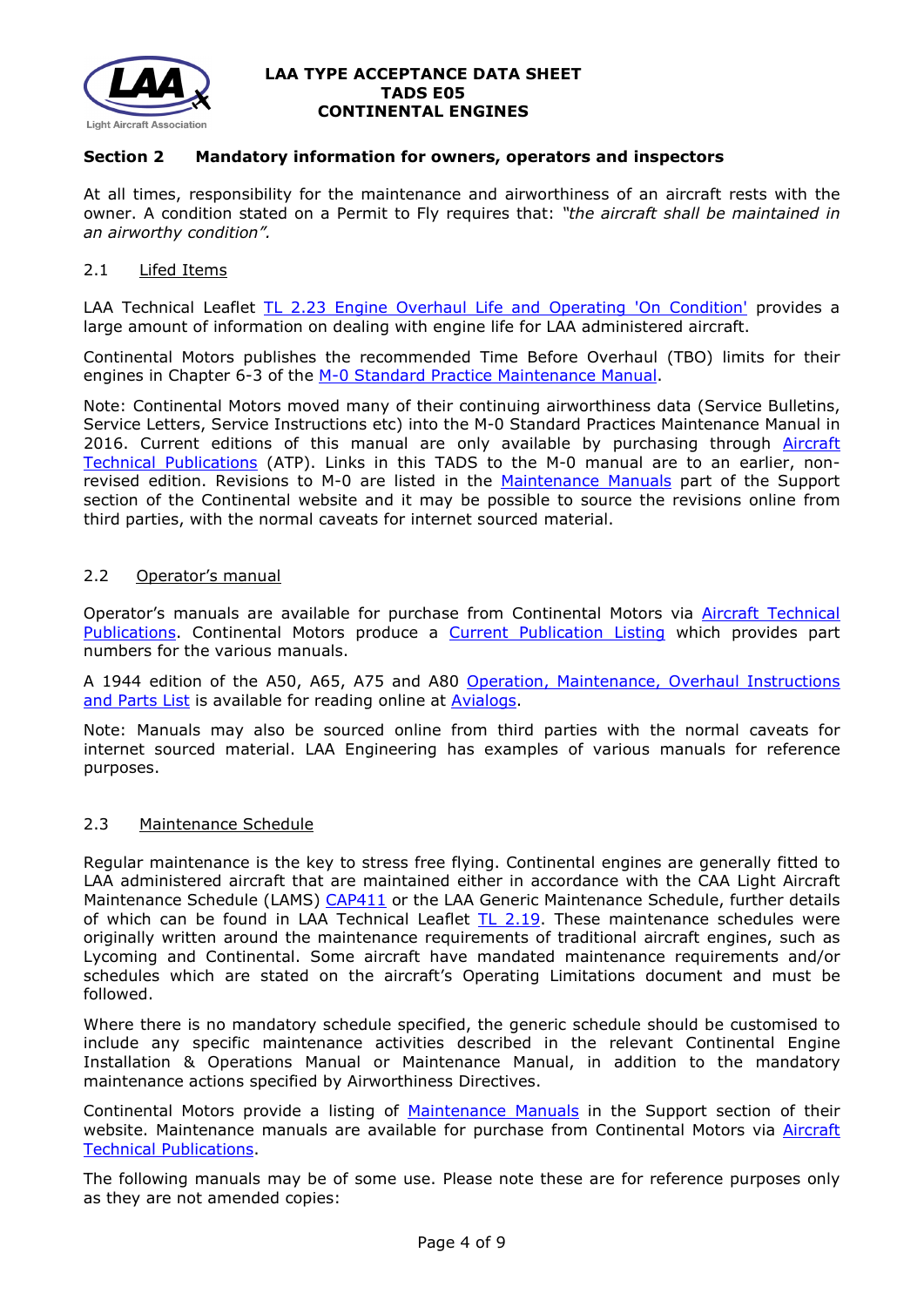## Section 2 Mandatory information for owners, operators and inspectors

At all times, responsibility for the maintenance and airworthiness of an aircraft rests with the owner. A condition stated on a Permit to Fly requires that: *"the aircraft shall be maintained in an airworthy condition".*

### 2.1 Lifed Items

LAA Technical Leaflet TL 2.23 Engine Overhaul Life and Operating 'On Condition' provides a large amount of information on dealing with engine life for LAA administered aircraft.

Continental Motors publishes the recommended Time Before Overhaul (TBO) limits for their engines in Chapter 6-3 of the M-0 Standard Practice Maintenance Manual.

Note: Continental Motors moved many of their continuing airworthiness data (Service Bulletins, Service Letters, Service Instructions etc) into the M-0 Standard Practices Maintenance Manual in 2016. Current editions of this manual are only available by purchasing through Aircraft Technical Publications (ATP). Links in this TADS to the M-0 manual are to an earlier, non-revised edition. Revisions to M-0 are listed in the Maintenance Manuals part of the Support section of the Continental website and it may be possible to source the revisions online from third parties, with the normal caveats for internet sourced material.

### 2.2 Operator's manual

Operator's manuals are available for purchase from Continental Motors via Aircraft Technical Publications. Continental Motors produce a Current Publication Listing which provides part numbers for the various manuals.

A 1944 edition of the A50, A65, A75 and A80 Operation, Maintenance, Overhaul Instructions and Parts List is available for reading online at Avialogs.

Note: Manuals may also be sourced online from third parties with the normal caveats for internet sourced material. LAA Engineering has examples of various manuals for reference purposes.

### 2.3 Maintenance Schedule

Regular maintenance is the key to stress free flying. Continental engines are generally fitted to LAA administered aircraft that are maintained either in accordance with the CAA Light Aircraft Maintenance Schedule (LAMS) CAP411 or the LAA Generic Maintenance Schedule, further details of which can be found in LAA Technical Leaflet TL 2.19. These maintenance schedules were originally written around the maintenance requirements of traditional aircraft engines, such as Lycoming and Continental. Some aircraft have mandated maintenance requirements and/or schedules which are stated on the aircraft's Operating Limitations document and must be followed.

Where there is no mandatory schedule specified, the generic schedule should be customised to include any specific maintenance activities described in the relevant Continental Engine Installation & Operations Manual or Maintenance Manual, in addition to the mandatory maintenance actions specified by Airworthiness Directives.

Continental Motors provide a listing of Maintenance Manuals in the Support section of their website. Maintenance manuals are available for purchase from Continental Motors via Aircraft Technical Publications.

The following manuals may be of some use. Please note these are for reference purposes only as they are not amended copies: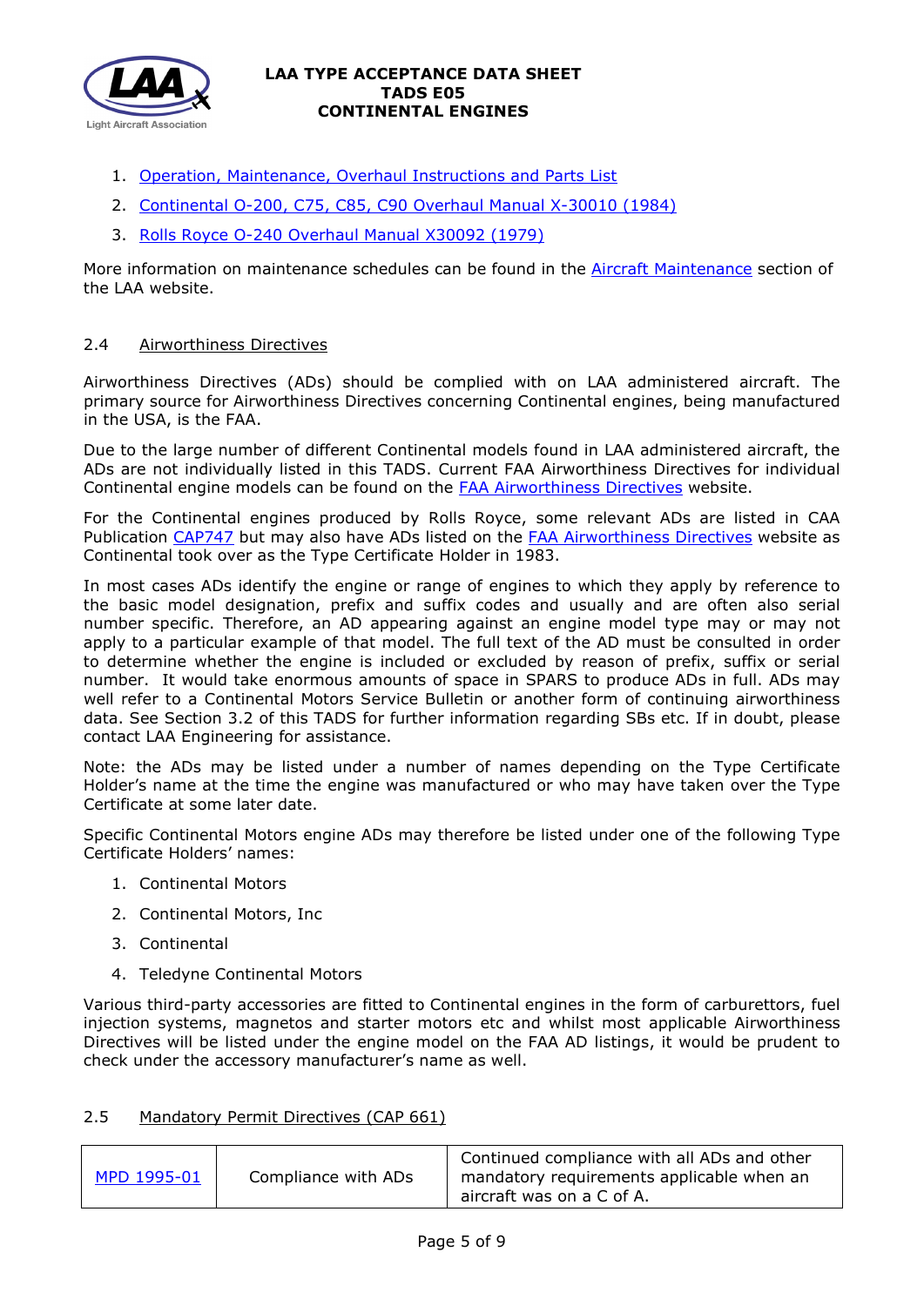1. Operation, Maintenance, Overhaul Instructions and Parts List
2. Continental O-200, C75, C85, C90 Overhaul Manual X-30010 (1984)
3. Rolls Royce O-240 Overhaul Manual X30092 (1979)

More information on maintenance schedules can be found in the Aircraft Maintenance section of the LAA website.

### 2.4 Airworthiness Directives

Airworthiness Directives (ADs) should be complied with on LAA administered aircraft. The primary source for Airworthiness Directives concerning Continental engines, being manufactured in the USA, is the FAA.

Due to the large number of different Continental models found in LAA administered aircraft, the ADs are not individually listed in this TADS. Current FAA Airworthiness Directives for individual Continental engine models can be found on the FAA Airworthiness Directives website.

For the Continental engines produced by Rolls Royce, some relevant ADs are listed in CAA Publication CAP747 but may also have ADs listed on the FAA Airworthiness Directives website as Continental took over as the Type Certificate Holder in 1983.

In most cases ADs identify the engine or range of engines to which they apply by reference to the basic model designation, prefix and suffix codes and usually and are often also serial number specific. Therefore, an AD appearing against an engine model type may or may not apply to a particular example of that model. The full text of the AD must be consulted in order to determine whether the engine is included or excluded by reason of prefix, suffix or serial number. It would take enormous amounts of space in SPARS to produce ADs in full. ADs may well refer to a Continental Motors Service Bulletin or another form of continuing airworthiness data. See Section 3.2 of this TADS for further information regarding SBs etc. If in doubt, please contact LAA Engineering for assistance.

Note: the ADs may be listed under a number of names depending on the Type Certificate Holder's name at the time the engine was manufactured or who may have taken over the Type Certificate at some later date.

Specific Continental Motors engine ADs may therefore be listed under one of the following Type Certificate Holders' names:

1. Continental Motors
2. Continental Motors, Inc
3. Continental
4. Teledyne Continental Motors

Various third-party accessories are fitted to Continental engines in the form of carburettors, fuel injection systems, magnetos and starter motors etc and whilst most applicable Airworthiness Directives will be listed under the engine model on the FAA AD listings, it would be prudent to check under the accessory manufacturer's name as well.

### 2.5 Mandatory Permit Directives (CAP 661)

| MPD 1995-01 | Compliance with ADs | Continued compliance with all ADs and other mandatory requirements applicable when an aircraft was on a C of A. |
|---|---|---|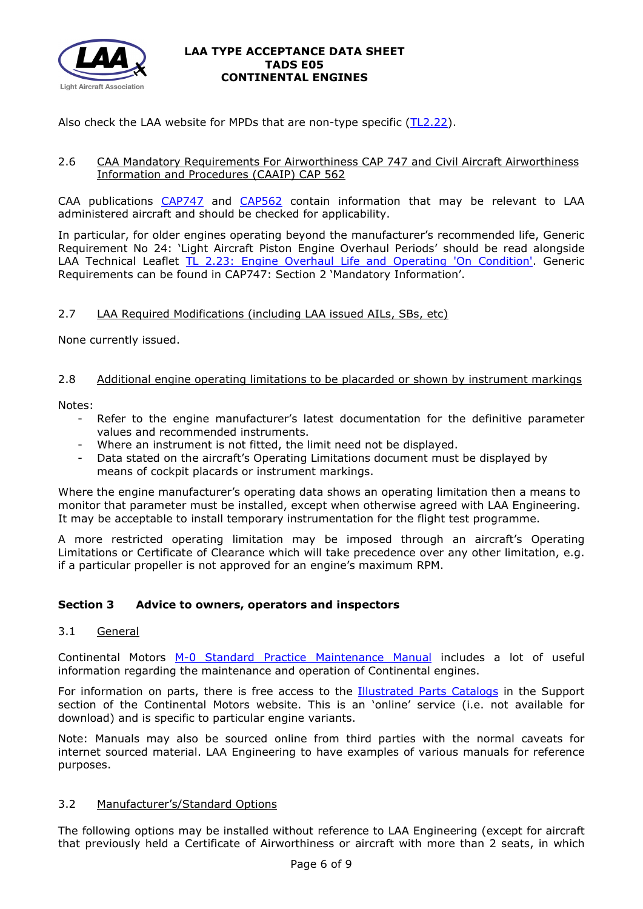Also check the LAA website for MPDs that are non-type specific (TL2.22).

### 2.6 CAA Mandatory Requirements For Airworthiness CAP 747 and Civil Aircraft Airworthiness Information and Procedures (CAAIP) CAP 562

CAA publications CAP747 and CAP562 contain information that may be relevant to LAA administered aircraft and should be checked for applicability.

In particular, for older engines operating beyond the manufacturer's recommended life, Generic Requirement No 24: 'Light Aircraft Piston Engine Overhaul Periods' should be read alongside LAA Technical Leaflet TL 2.23: Engine Overhaul Life and Operating 'On Condition'. Generic Requirements can be found in CAP747: Section 2 'Mandatory Information'.

### 2.7 LAA Required Modifications (including LAA issued AILs, SBs, etc)

None currently issued.

### 2.8 Additional engine operating limitations to be placarded or shown by instrument markings

Notes:

- Refer to the engine manufacturer's latest documentation for the definitive parameter values and recommended instruments.
- Where an instrument is not fitted, the limit need not be displayed.
- Data stated on the aircraft's Operating Limitations document must be displayed by means of cockpit placards or instrument markings.

Where the engine manufacturer's operating data shows an operating limitation then a means to monitor that parameter must be installed, except when otherwise agreed with LAA Engineering. It may be acceptable to install temporary instrumentation for the flight test programme.

A more restricted operating limitation may be imposed through an aircraft's Operating Limitations or Certificate of Clearance which will take precedence over any other limitation, e.g. if a particular propeller is not approved for an engine's maximum RPM.

## Section 3 Advice to owners, operators and inspectors

### 3.1 General

Continental Motors M-0 Standard Practice Maintenance Manual includes a lot of useful information regarding the maintenance and operation of Continental engines.

For information on parts, there is free access to the Illustrated Parts Catalogs in the Support section of the Continental Motors website. This is an 'online' service (i.e. not available for download) and is specific to particular engine variants.

Note: Manuals may also be sourced online from third parties with the normal caveats for internet sourced material. LAA Engineering to have examples of various manuals for reference purposes.

### 3.2 Manufacturer's/Standard Options

The following options may be installed without reference to LAA Engineering (except for aircraft that previously held a Certificate of Airworthiness or aircraft with more than 2 seats, in which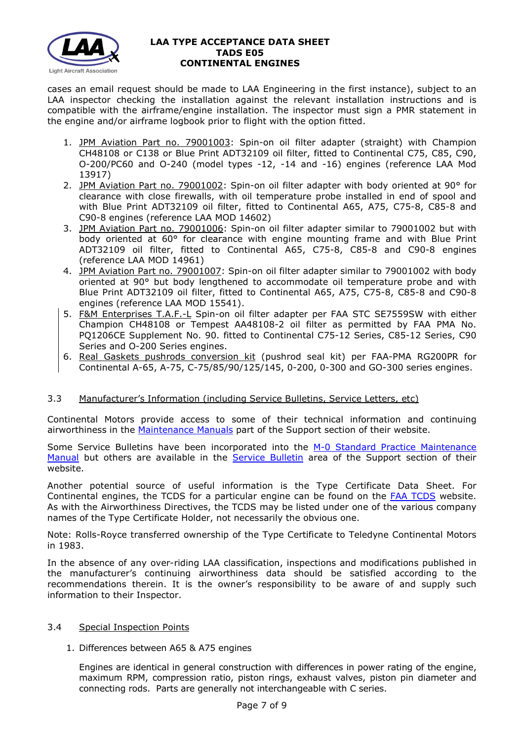cases an email request should be made to LAA Engineering in the first instance), subject to an LAA inspector checking the installation against the relevant installation instructions and is compatible with the airframe/engine installation. The inspector must sign a PMR statement in the engine and/or airframe logbook prior to flight with the option fitted.

1. JPM Aviation Part no. 79001003: Spin-on oil filter adapter (straight) with Champion CH48108 or C138 or Blue Print ADT32109 oil filter, fitted to Continental C75, C85, C90, O-200/PC60 and O-240 (model types -12, -14 and -16) engines (reference LAA Mod 13917)
2. JPM Aviation Part no. 79001002: Spin-on oil filter adapter with body oriented at 90° for clearance with close firewalls, with oil temperature probe installed in end of spool and with Blue Print ADT32109 oil filter, fitted to Continental A65, A75, C75-8, C85-8 and C90-8 engines (reference LAA MOD 14602)
3. JPM Aviation Part no. 79001006: Spin-on oil filter adapter similar to 79001002 but with body oriented at 60° for clearance with engine mounting frame and with Blue Print ADT32109 oil filter, fitted to Continental A65, C75-8, C85-8 and C90-8 engines (reference LAA MOD 14961)
4. JPM Aviation Part no. 79001007: Spin-on oil filter adapter similar to 79001002 with body oriented at 90° but body lengthened to accommodate oil temperature probe and with Blue Print ADT32109 oil filter, fitted to Continental A65, A75, C75-8, C85-8 and C90-8 engines (reference LAA MOD 15541).
5. F&M Enterprises T.A.F.-L Spin-on oil filter adapter per FAA STC SE7559SW with either Champion CH48108 or Tempest AA48108-2 oil filter as permitted by FAA PMA No. PQ1206CE Supplement No. 90. fitted to Continental C75-12 Series, C85-12 Series, C90 Series and O-200 Series engines.
6. Real Gaskets pushrods conversion kit (pushrod seal kit) per FAA-PMA RG200PR for Continental A-65, A-75, C-75/85/90/125/145, 0-200, 0-300 and GO-300 series engines.

## 3.3 Manufacturer's Information (including Service Bulletins, Service Letters, etc)

Continental Motors provide access to some of their technical information and continuing airworthiness in the Maintenance Manuals part of the Support section of their website.

Some Service Bulletins have been incorporated into the M-0 Standard Practice Maintenance Manual but others are available in the Service Bulletin area of the Support section of their website.

Another potential source of useful information is the Type Certificate Data Sheet. For Continental engines, the TCDS for a particular engine can be found on the FAA TCDS website. As with the Airworthiness Directives, the TCDS may be listed under one of the various company names of the Type Certificate Holder, not necessarily the obvious one.

Note: Rolls-Royce transferred ownership of the Type Certificate to Teledyne Continental Motors in 1983.

In the absence of any over-riding LAA classification, inspections and modifications published in the manufacturer's continuing airworthiness data should be satisfied according to the recommendations therein. It is the owner's responsibility to be aware of and supply such information to their Inspector.

## 3.4 Special Inspection Points

1. Differences between A65 & A75 engines

   Engines are identical in general construction with differences in power rating of the engine, maximum RPM, compression ratio, piston rings, exhaust valves, piston pin diameter and connecting rods. Parts are generally not interchangeable with C series.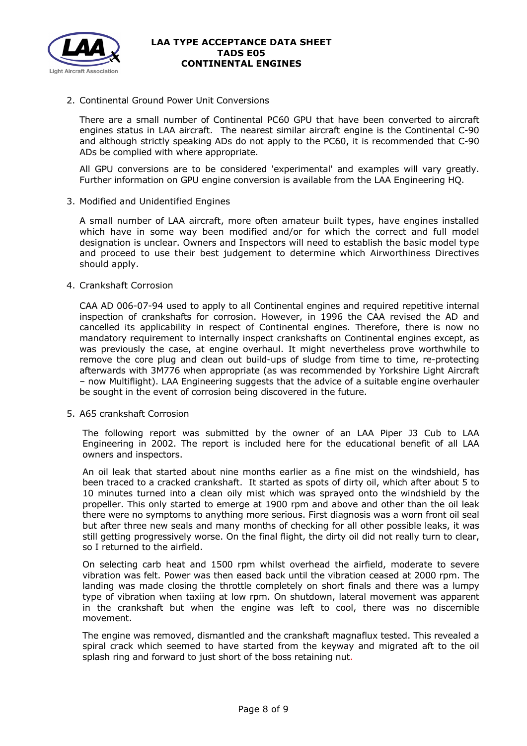2. Continental Ground Power Unit Conversions

   There are a small number of Continental PC60 GPU that have been converted to aircraft engines status in LAA aircraft. The nearest similar aircraft engine is the Continental C-90 and although strictly speaking ADs do not apply to the PC60, it is recommended that C-90 ADs be complied with where appropriate.

   All GPU conversions are to be considered 'experimental' and examples will vary greatly. Further information on GPU engine conversion is available from the LAA Engineering HQ.

3. Modified and Unidentified Engines

   A small number of LAA aircraft, more often amateur built types, have engines installed which have in some way been modified and/or for which the correct and full model designation is unclear. Owners and Inspectors will need to establish the basic model type and proceed to use their best judgement to determine which Airworthiness Directives should apply.

4. Crankshaft Corrosion

   CAA AD 006-07-94 used to apply to all Continental engines and required repetitive internal inspection of crankshafts for corrosion. However, in 1996 the CAA revised the AD and cancelled its applicability in respect of Continental engines. Therefore, there is now no mandatory requirement to internally inspect crankshafts on Continental engines except, as was previously the case, at engine overhaul. It might nevertheless prove worthwhile to remove the core plug and clean out build-ups of sludge from time to time, re-protecting afterwards with 3M776 when appropriate (as was recommended by Yorkshire Light Aircraft – now Multiflight). LAA Engineering suggests that the advice of a suitable engine overhauler be sought in the event of corrosion being discovered in the future.

5. A65 crankshaft Corrosion

   The following report was submitted by the owner of an LAA Piper J3 Cub to LAA Engineering in 2002. The report is included here for the educational benefit of all LAA owners and inspectors.

   An oil leak that started about nine months earlier as a fine mist on the windshield, has been traced to a cracked crankshaft. It started as spots of dirty oil, which after about 5 to 10 minutes turned into a clean oily mist which was sprayed onto the windshield by the propeller. This only started to emerge at 1900 rpm and above and other than the oil leak there were no symptoms to anything more serious. First diagnosis was a worn front oil seal but after three new seals and many months of checking for all other possible leaks, it was still getting progressively worse. On the final flight, the dirty oil did not really turn to clear, so I returned to the airfield.

   On selecting carb heat and 1500 rpm whilst overhead the airfield, moderate to severe vibration was felt. Power was then eased back until the vibration ceased at 2000 rpm. The landing was made closing the throttle completely on short finals and there was a lumpy type of vibration when taxiing at low rpm. On shutdown, lateral movement was apparent in the crankshaft but when the engine was left to cool, there was no discernible movement.

   The engine was removed, dismantled and the crankshaft magnaflux tested. This revealed a spiral crack which seemed to have started from the keyway and migrated aft to the oil splash ring and forward to just short of the boss retaining nut.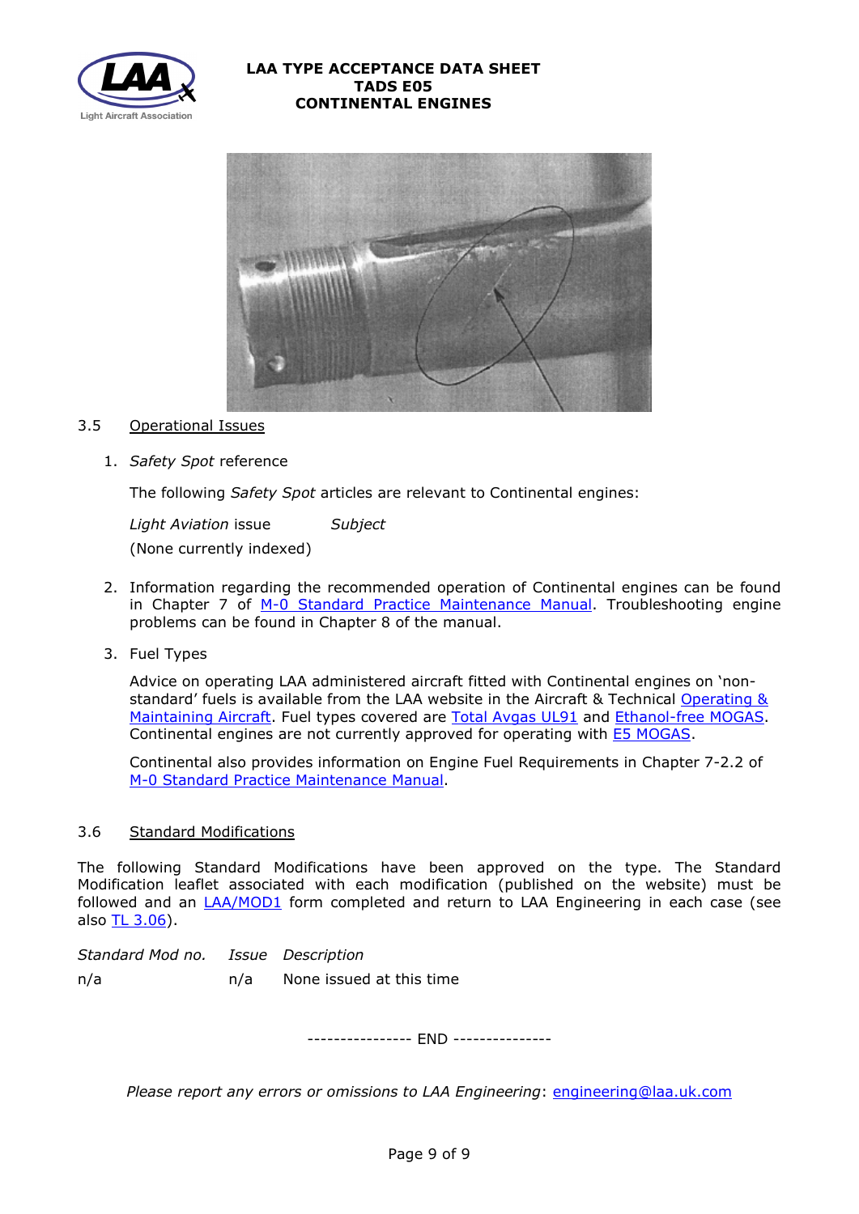### 3.5 Operational Issues

1. *Safety Spot* reference

   The following *Safety Spot* articles are relevant to Continental engines:

   | *Light Aviation* issue | *Subject* |
   |---|---|
   | (None currently indexed) | |

2. Information regarding the recommended operation of Continental engines can be found in Chapter 7 of M-0 Standard Practice Maintenance Manual. Troubleshooting engine problems can be found in Chapter 8 of the manual.

3. Fuel Types

   Advice on operating LAA administered aircraft fitted with Continental engines on 'non-standard' fuels is available from the LAA website in the Aircraft & Technical Operating & Maintaining Aircraft. Fuel types covered are Total Avgas UL91 and Ethanol-free MOGAS. Continental engines are not currently approved for operating with E5 MOGAS.

   Continental also provides information on Engine Fuel Requirements in Chapter 7-2.2 of M-0 Standard Practice Maintenance Manual.

### 3.6 Standard Modifications

The following Standard Modifications have been approved on the type. The Standard Modification leaflet associated with each modification (published on the website) must be followed and an LAA/MOD1 form completed and return to LAA Engineering in each case (see also TL 3.06).

| *Standard Mod no.* | *Issue* | *Description* |
|---|---|---|
| n/a | n/a | None issued at this time |

---------------- END ---------------

*Please report any errors or omissions to LAA Engineering*: engineering@laa.uk.com